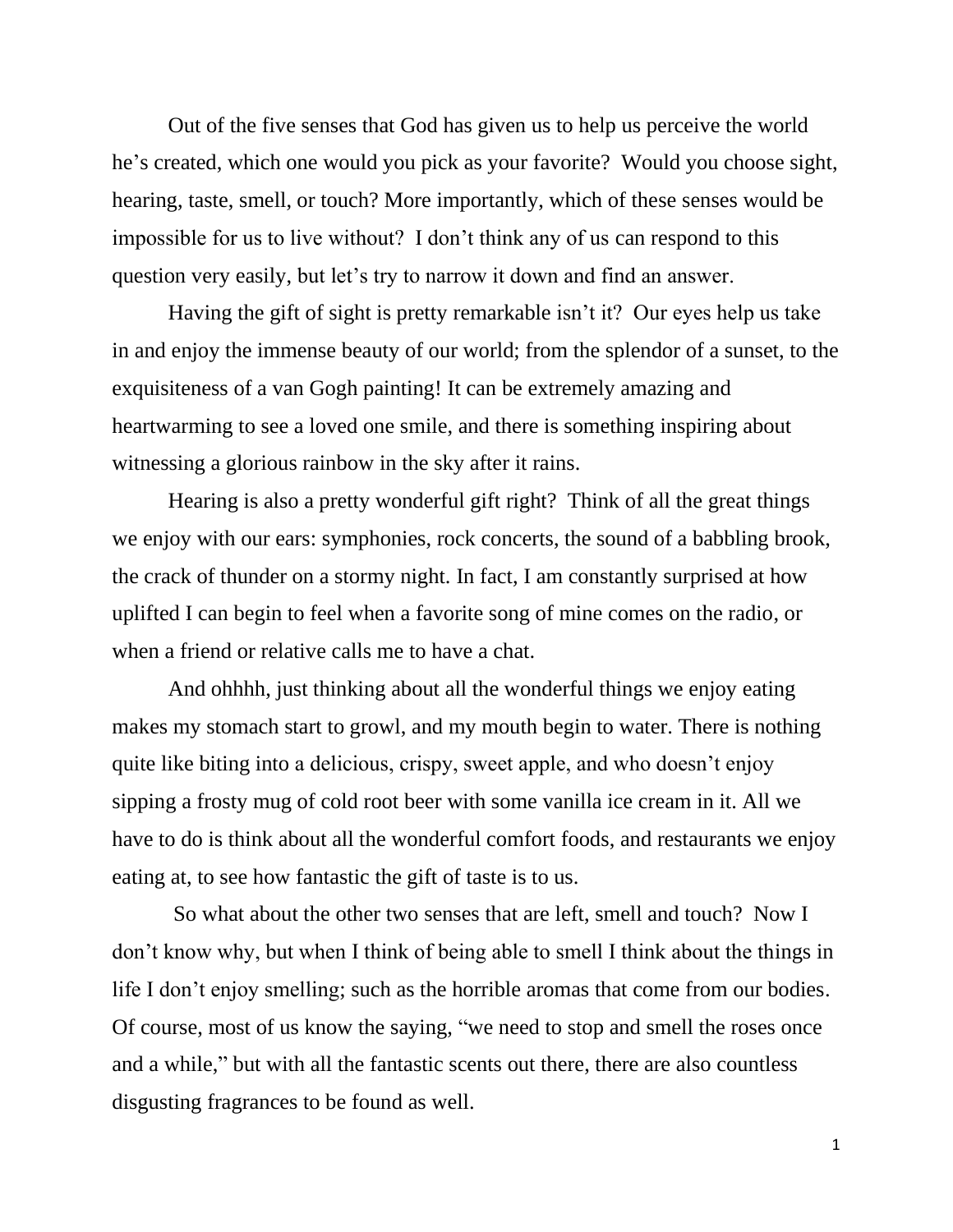Out of the five senses that God has given us to help us perceive the world he's created, which one would you pick as your favorite? Would you choose sight, hearing, taste, smell, or touch? More importantly, which of these senses would be impossible for us to live without? I don't think any of us can respond to this question very easily, but let's try to narrow it down and find an answer.

Having the gift of sight is pretty remarkable isn't it? Our eyes help us take in and enjoy the immense beauty of our world; from the splendor of a sunset, to the exquisiteness of a van Gogh painting! It can be extremely amazing and heartwarming to see a loved one smile, and there is something inspiring about witnessing a glorious rainbow in the sky after it rains.

Hearing is also a pretty wonderful gift right? Think of all the great things we enjoy with our ears: symphonies, rock concerts, the sound of a babbling brook, the crack of thunder on a stormy night. In fact, I am constantly surprised at how uplifted I can begin to feel when a favorite song of mine comes on the radio, or when a friend or relative calls me to have a chat.

And ohhhh, just thinking about all the wonderful things we enjoy eating makes my stomach start to growl, and my mouth begin to water. There is nothing quite like biting into a delicious, crispy, sweet apple, and who doesn't enjoy sipping a frosty mug of cold root beer with some vanilla ice cream in it. All we have to do is think about all the wonderful comfort foods, and restaurants we enjoy eating at, to see how fantastic the gift of taste is to us.

So what about the other two senses that are left, smell and touch? Now I don't know why, but when I think of being able to smell I think about the things in life I don't enjoy smelling; such as the horrible aromas that come from our bodies. Of course, most of us know the saying, "we need to stop and smell the roses once and a while," but with all the fantastic scents out there, there are also countless disgusting fragrances to be found as well.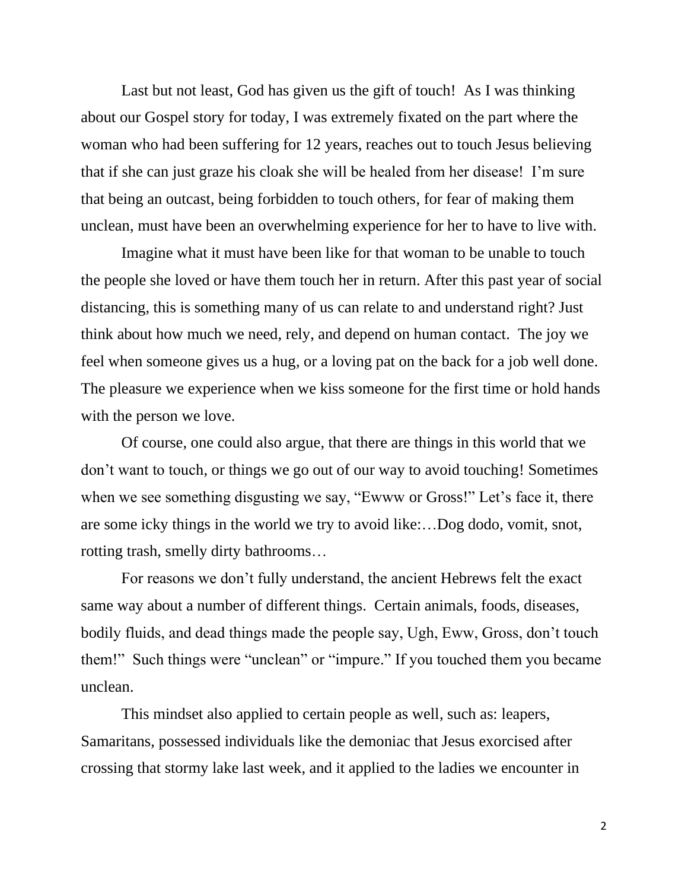Last but not least, God has given us the gift of touch! As I was thinking about our Gospel story for today, I was extremely fixated on the part where the woman who had been suffering for 12 years, reaches out to touch Jesus believing that if she can just graze his cloak she will be healed from her disease! I'm sure that being an outcast, being forbidden to touch others, for fear of making them unclean, must have been an overwhelming experience for her to have to live with.

Imagine what it must have been like for that woman to be unable to touch the people she loved or have them touch her in return. After this past year of social distancing, this is something many of us can relate to and understand right? Just think about how much we need, rely, and depend on human contact. The joy we feel when someone gives us a hug, or a loving pat on the back for a job well done. The pleasure we experience when we kiss someone for the first time or hold hands with the person we love.

Of course, one could also argue, that there are things in this world that we don't want to touch, or things we go out of our way to avoid touching! Sometimes when we see something disgusting we say, "Ewww or Gross!" Let's face it, there are some icky things in the world we try to avoid like:…Dog dodo, vomit, snot, rotting trash, smelly dirty bathrooms…

For reasons we don't fully understand, the ancient Hebrews felt the exact same way about a number of different things. Certain animals, foods, diseases, bodily fluids, and dead things made the people say, Ugh, Eww, Gross, don't touch them!" Such things were "unclean" or "impure." If you touched them you became unclean.

This mindset also applied to certain people as well, such as: leapers, Samaritans, possessed individuals like the demoniac that Jesus exorcised after crossing that stormy lake last week, and it applied to the ladies we encounter in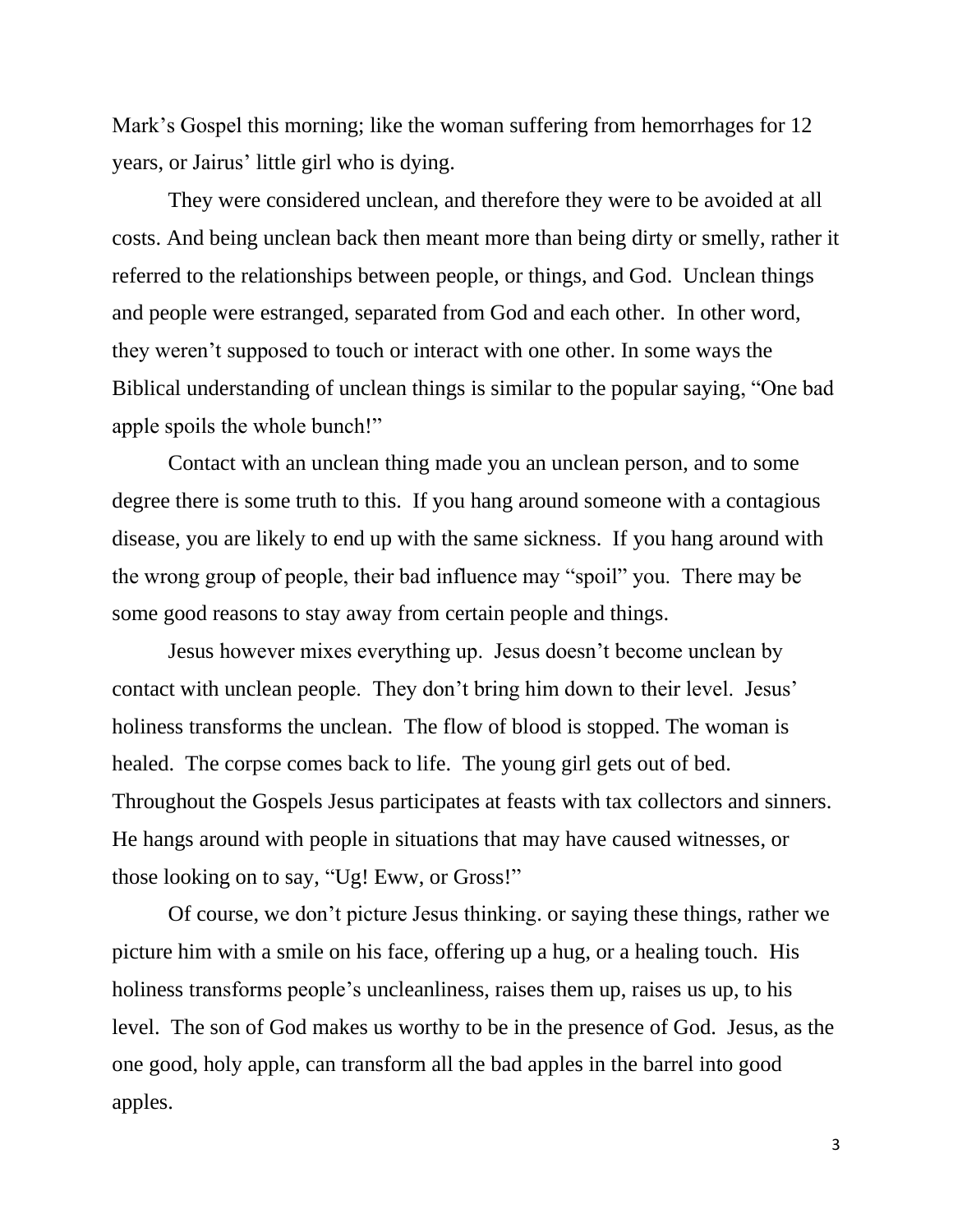Mark's Gospel this morning; like the woman suffering from hemorrhages for 12 years, or Jairus' little girl who is dying.

They were considered unclean, and therefore they were to be avoided at all costs. And being unclean back then meant more than being dirty or smelly, rather it referred to the relationships between people, or things, and God. Unclean things and people were estranged, separated from God and each other. In other word, they weren't supposed to touch or interact with one other. In some ways the Biblical understanding of unclean things is similar to the popular saying, "One bad apple spoils the whole bunch!"

Contact with an unclean thing made you an unclean person, and to some degree there is some truth to this. If you hang around someone with a contagious disease, you are likely to end up with the same sickness. If you hang around with the wrong group of people, their bad influence may "spoil" you. There may be some good reasons to stay away from certain people and things.

Jesus however mixes everything up. Jesus doesn't become unclean by contact with unclean people. They don't bring him down to their level. Jesus' holiness transforms the unclean. The flow of blood is stopped. The woman is healed. The corpse comes back to life. The young girl gets out of bed. Throughout the Gospels Jesus participates at feasts with tax collectors and sinners. He hangs around with people in situations that may have caused witnesses, or those looking on to say, "Ug! Eww, or Gross!"

Of course, we don't picture Jesus thinking. or saying these things, rather we picture him with a smile on his face, offering up a hug, or a healing touch. His holiness transforms people's uncleanliness, raises them up, raises us up, to his level. The son of God makes us worthy to be in the presence of God. Jesus, as the one good, holy apple, can transform all the bad apples in the barrel into good apples.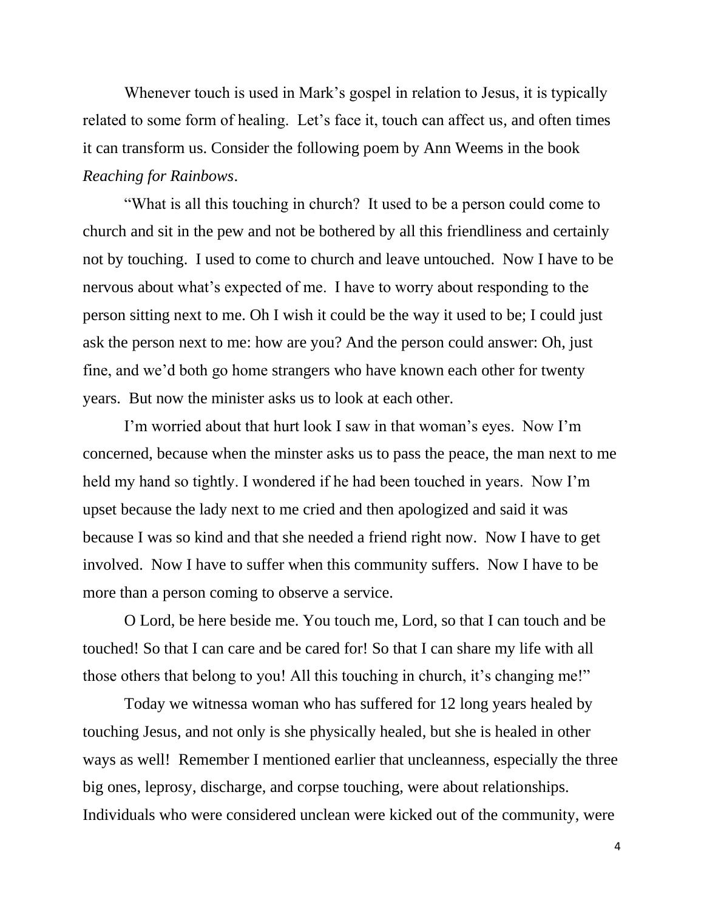Whenever touch is used in Mark's gospel in relation to Jesus, it is typically related to some form of healing. Let's face it, touch can affect us, and often times it can transform us. Consider the following poem by Ann Weems in the book *Reaching for Rainbows*.

"What is all this touching in church? It used to be a person could come to church and sit in the pew and not be bothered by all this friendliness and certainly not by touching. I used to come to church and leave untouched. Now I have to be nervous about what's expected of me. I have to worry about responding to the person sitting next to me. Oh I wish it could be the way it used to be; I could just ask the person next to me: how are you? And the person could answer: Oh, just fine, and we'd both go home strangers who have known each other for twenty years. But now the minister asks us to look at each other.

I'm worried about that hurt look I saw in that woman's eyes. Now I'm concerned, because when the minster asks us to pass the peace, the man next to me held my hand so tightly. I wondered if he had been touched in years. Now I'm upset because the lady next to me cried and then apologized and said it was because I was so kind and that she needed a friend right now. Now I have to get involved. Now I have to suffer when this community suffers. Now I have to be more than a person coming to observe a service.

O Lord, be here beside me. You touch me, Lord, so that I can touch and be touched! So that I can care and be cared for! So that I can share my life with all those others that belong to you! All this touching in church, it's changing me!"

Today we witnessa woman who has suffered for 12 long years healed by touching Jesus, and not only is she physically healed, but she is healed in other ways as well! Remember I mentioned earlier that uncleanness, especially the three big ones, leprosy, discharge, and corpse touching, were about relationships. Individuals who were considered unclean were kicked out of the community, were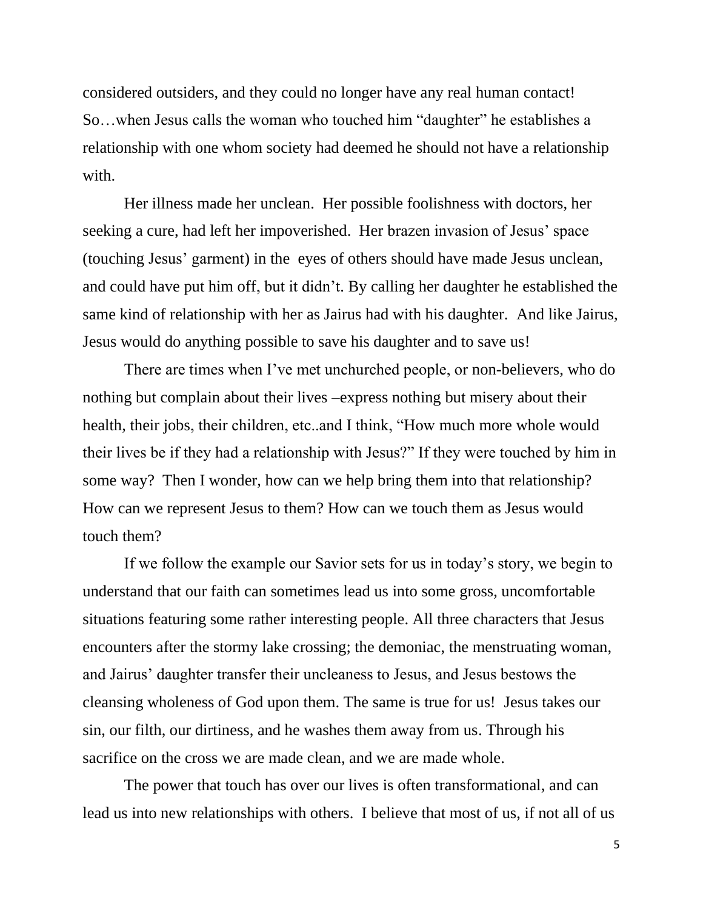considered outsiders, and they could no longer have any real human contact! So…when Jesus calls the woman who touched him "daughter" he establishes a relationship with one whom society had deemed he should not have a relationship with.

Her illness made her unclean. Her possible foolishness with doctors, her seeking a cure, had left her impoverished. Her brazen invasion of Jesus' space (touching Jesus' garment) in the eyes of others should have made Jesus unclean, and could have put him off, but it didn't. By calling her daughter he established the same kind of relationship with her as Jairus had with his daughter. And like Jairus, Jesus would do anything possible to save his daughter and to save us!

There are times when I've met unchurched people, or non-believers, who do nothing but complain about their lives –express nothing but misery about their health, their jobs, their children, etc..and I think, "How much more whole would their lives be if they had a relationship with Jesus?" If they were touched by him in some way? Then I wonder, how can we help bring them into that relationship? How can we represent Jesus to them? How can we touch them as Jesus would touch them?

If we follow the example our Savior sets for us in today's story, we begin to understand that our faith can sometimes lead us into some gross, uncomfortable situations featuring some rather interesting people. All three characters that Jesus encounters after the stormy lake crossing; the demoniac, the menstruating woman, and Jairus' daughter transfer their uncleaness to Jesus, and Jesus bestows the cleansing wholeness of God upon them. The same is true for us! Jesus takes our sin, our filth, our dirtiness, and he washes them away from us. Through his sacrifice on the cross we are made clean, and we are made whole.

The power that touch has over our lives is often transformational, and can lead us into new relationships with others. I believe that most of us, if not all of us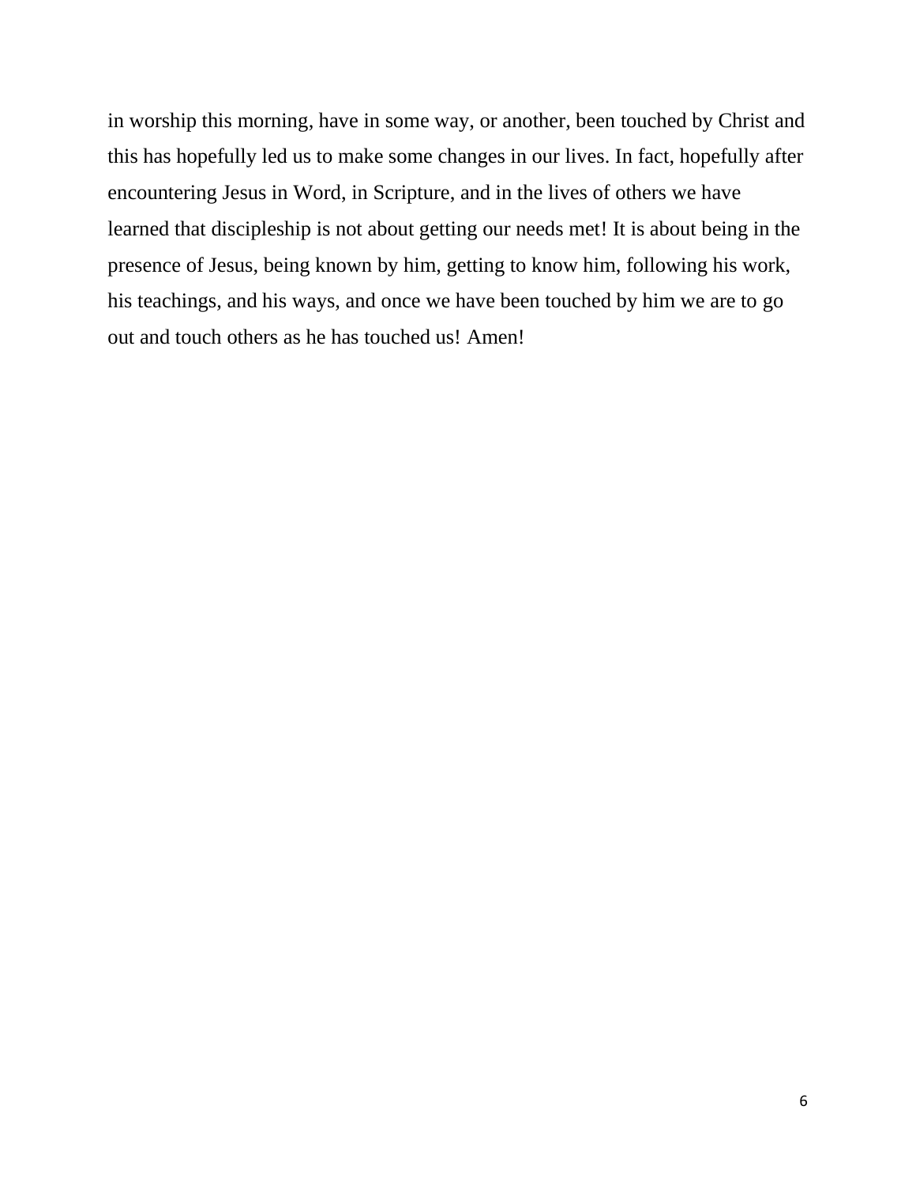in worship this morning, have in some way, or another, been touched by Christ and this has hopefully led us to make some changes in our lives. In fact, hopefully after encountering Jesus in Word, in Scripture, and in the lives of others we have learned that discipleship is not about getting our needs met! It is about being in the presence of Jesus, being known by him, getting to know him, following his work, his teachings, and his ways, and once we have been touched by him we are to go out and touch others as he has touched us! Amen!